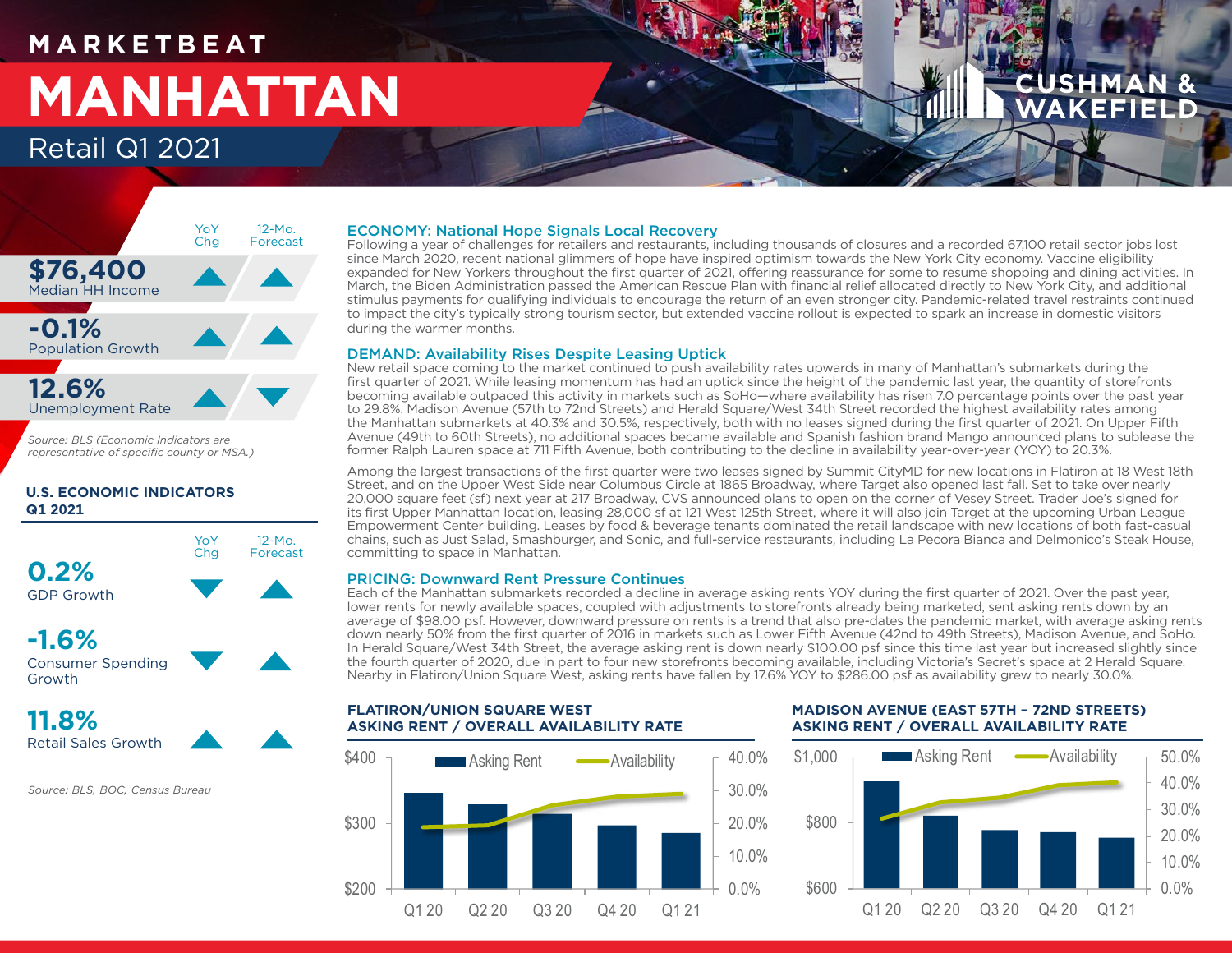# MARKETBEAT

# MANHATTAN

## Retail Q1 2021

| | YoY Chg | 12-Mo. Forecast |
|---|---|---|
| **$76,400** Median HH Income | ▲ | ▲ |
| **-0.1%** Population Growth | ▲ | ▲ |
| **12.6%** Unemployment Rate | ▲ | ▼ |

*Source: BLS (Economic Indicators are representative of specific county or MSA.)*

### U.S. ECONOMIC INDICATORS Q1 2021

| | YoY Chg | 12-Mo. Forecast |
|---|---|---|
| **0.2%** GDP Growth | ▼ | ▲ |
| **-1.6%** Consumer Spending Growth | ▼ | ▲ |
| **11.8%** Retail Sales Growth | ▲ | ▲ |

*Source: BLS, BOC, Census Bureau*

### ECONOMY: National Hope Signals Local Recovery

Following a year of challenges for retailers and restaurants, including thousands of closures and a recorded 67,100 retail sector jobs lost since March 2020, recent national glimmers of hope have inspired optimism towards the New York City economy. Vaccine eligibility expanded for New Yorkers throughout the first quarter of 2021, offering reassurance for some to resume shopping and dining activities. In March, the Biden Administration passed the American Rescue Plan with financial relief allocated directly to New York City, and additional stimulus payments for qualifying individuals to encourage the return of an even stronger city. Pandemic-related travel restraints continued to impact the city's typically strong tourism sector, but extended vaccine rollout is expected to spark an increase in domestic visitors during the warmer months.

### DEMAND: Availability Rises Despite Leasing Uptick

New retail space coming to the market continued to push availability rates upwards in many of Manhattan's submarkets during the first quarter of 2021. While leasing momentum has had an uptick since the height of the pandemic last year, the quantity of storefronts becoming available outpaced this activity in markets such as SoHo—where availability has risen 7.0 percentage points over the past year to 29.8%. Madison Avenue (57th to 72nd Streets) and Herald Square/West 34th Street recorded the highest availability rates among the Manhattan submarkets at 40.3% and 30.5%, respectively, both with no leases signed during the first quarter of 2021. On Upper Fifth Avenue (49th to 60th Streets), no additional spaces became available and Spanish fashion brand Mango announced plans to sublease the former Ralph Lauren space at 711 Fifth Avenue, both contributing to the decline in availability year-over-year (YOY) to 20.3%.

Among the largest transactions of the first quarter were two leases signed by Summit CityMD for new locations in Flatiron at 18 West 18th Street, and on the Upper West Side near Columbus Circle at 1865 Broadway, where Target also opened last fall. Set to take over nearly 20,000 square feet (sf) next year at 217 Broadway, CVS announced plans to open on the corner of Vesey Street. Trader Joe's signed for its first Upper Manhattan location, leasing 28,000 sf at 121 West 125th Street, where it will also join Target at the upcoming Urban League Empowerment Center building. Leases by food & beverage tenants dominated the retail landscape with new locations of both fast-casual chains, such as Just Salad, Smashburger, and Sonic, and full-service restaurants, including La Pecora Bianca and Delmonico's Steak House, committing to space in Manhattan.

### PRICING: Downward Rent Pressure Continues

Each of the Manhattan submarkets recorded a decline in average asking rents YOY during the first quarter of 2021. Over the past year, lower rents for newly available spaces, coupled with adjustments to storefronts already being marketed, sent asking rents down by an average of $98.00 psf. However, downward pressure on rents is a trend that also pre-dates the pandemic market, with average asking rents down nearly 50% from the first quarter of 2016 in markets such as Lower Fifth Avenue (42nd to 49th Streets), Madison Avenue, and SoHo. In Herald Square/West 34th Street, the average asking rent is down nearly $100.00 psf since this time last year but increased slightly since the fourth quarter of 2020, due in part to four new storefronts becoming available, including Victoria's Secret's space at 2 Herald Square. Nearby in Flatiron/Union Square West, asking rents have fallen by 17.6% YOY to $286.00 psf as availability grew to nearly 30.0%.

#### FLATIRON/UNION SQUARE WEST ASKING RENT / OVERALL AVAILABILITY RATE

#### MADISON AVENUE (EAST 57TH – 72ND STREETS) ASKING RENT / OVERALL AVAILABILITY RATE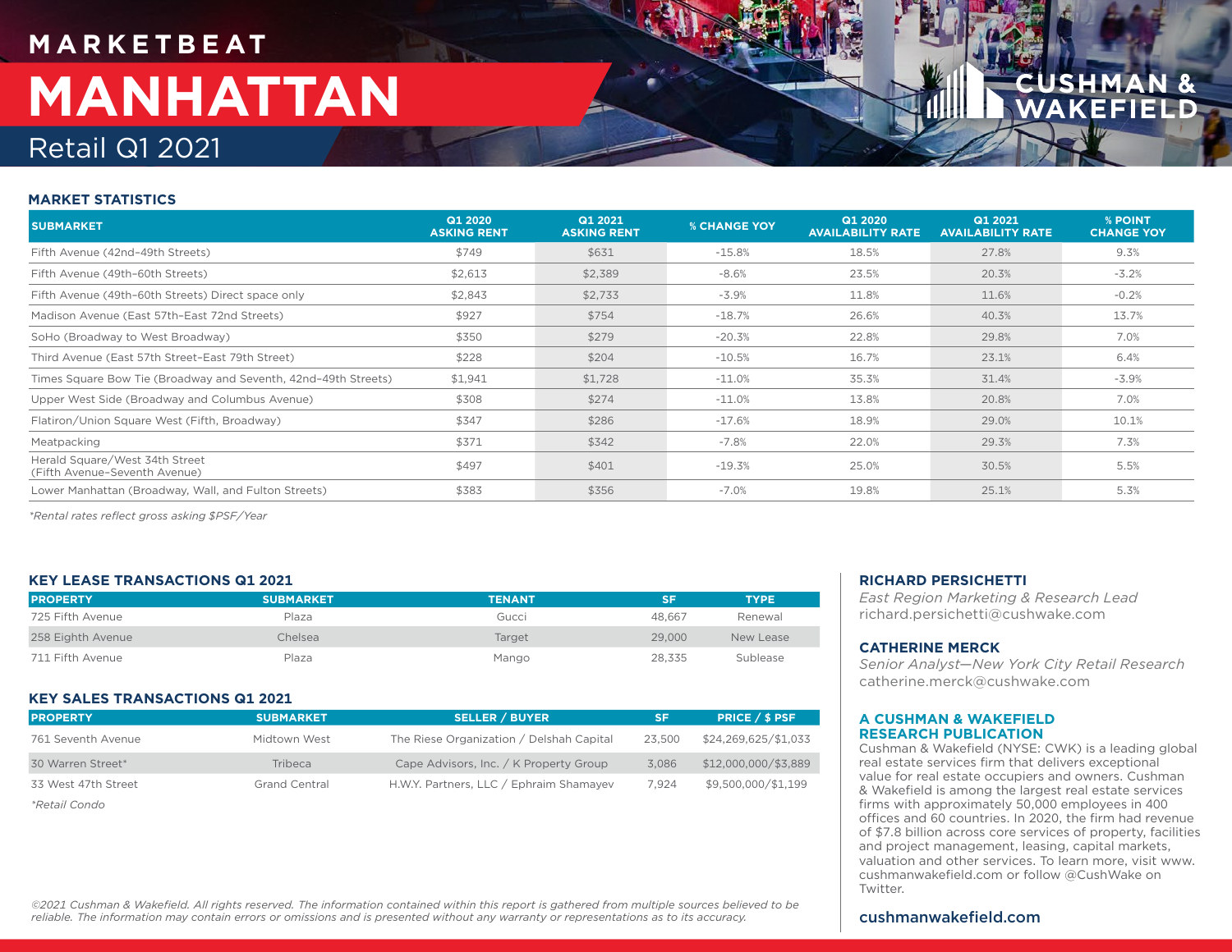# MARKETBEAT

# MANHATTAN

## Retail Q1 2021

### MARKET STATISTICS

| SUBMARKET | Q1 2020 ASKING RENT | Q1 2021 ASKING RENT | % CHANGE YOY | Q1 2020 AVAILABILITY RATE | Q1 2021 AVAILABILITY RATE | % POINT CHANGE YOY |
|---|---|---|---|---|---|---|
| Fifth Avenue (42nd–49th Streets) | $749 | $631 | -15.8% | 18.5% | 27.8% | 9.3% |
| Fifth Avenue (49th–60th Streets) | $2,613 | $2,389 | -8.6% | 23.5% | 20.3% | -3.2% |
| Fifth Avenue (49th–60th Streets) Direct space only | $2,843 | $2,733 | -3.9% | 11.8% | 11.6% | -0.2% |
| Madison Avenue (East 57th–East 72nd Streets) | $927 | $754 | -18.7% | 26.6% | 40.3% | 13.7% |
| SoHo (Broadway to West Broadway) | $350 | $279 | -20.3% | 22.8% | 29.8% | 7.0% |
| Third Avenue (East 57th Street–East 79th Street) | $228 | $204 | -10.5% | 16.7% | 23.1% | 6.4% |
| Times Square Bow Tie (Broadway and Seventh, 42nd–49th Streets) | $1,941 | $1,728 | -11.0% | 35.3% | 31.4% | -3.9% |
| Upper West Side (Broadway and Columbus Avenue) | $308 | $274 | -11.0% | 13.8% | 20.8% | 7.0% |
| Flatiron/Union Square West (Fifth, Broadway) | $347 | $286 | -17.6% | 18.9% | 29.0% | 10.1% |
| Meatpacking | $371 | $342 | -7.8% | 22.0% | 29.3% | 7.3% |
| Herald Square/West 34th Street (Fifth Avenue–Seventh Avenue) | $497 | $401 | -19.3% | 25.0% | 30.5% | 5.5% |
| Lower Manhattan (Broadway, Wall, and Fulton Streets) | $383 | $356 | -7.0% | 19.8% | 25.1% | 5.3% |

*\*Rental rates reflect gross asking $PSF/Year*

### KEY LEASE TRANSACTIONS Q1 2021

| PROPERTY | SUBMARKET | TENANT | SF | TYPE |
|---|---|---|---|---|
| 725 Fifth Avenue | Plaza | Gucci | 48,667 | Renewal |
| 258 Eighth Avenue | Chelsea | Target | 29,000 | New Lease |
| 711 Fifth Avenue | Plaza | Mango | 28,335 | Sublease |

### KEY SALES TRANSACTIONS Q1 2021

| PROPERTY | SUBMARKET | SELLER / BUYER | SF | PRICE / $ PSF |
|---|---|---|---|---|
| 761 Seventh Avenue | Midtown West | The Riese Organization / Delshah Capital | 23,500 | $24,269,625/$1,033 |
| 30 Warren Street* | Tribeca | Cape Advisors, Inc. / K Property Group | 3,086 | $12,000,000/$3,889 |
| 33 West 47th Street | Grand Central | H.W.Y. Partners, LLC / Ephraim Shamayev | 7,924 | $9,500,000/$1,199 |

*\*Retail Condo*

**RICHARD PERSICHETTI**
*East Region Marketing & Research Lead*
richard.persichetti@cushwake.com

**CATHERINE MERCK**
*Senior Analyst—New York City Retail Research*
catherine.merck@cushwake.com

**A CUSHMAN & WAKEFIELD RESEARCH PUBLICATION**

Cushman & Wakefield (NYSE: CWK) is a leading global real estate services firm that delivers exceptional value for real estate occupiers and owners. Cushman & Wakefield is among the largest real estate services firms with approximately 50,000 employees in 400 offices and 60 countries. In 2020, the firm had revenue of $7.8 billion across core services of property, facilities and project management, leasing, capital markets, valuation and other services. To learn more, visit www.cushmanwakefield.com or follow @CushWake on Twitter.

**cushmanwakefield.com**

*©2021 Cushman & Wakefield. All rights reserved. The information contained within this report is gathered from multiple sources believed to be reliable. The information may contain errors or omissions and is presented without any warranty or representations as to its accuracy.*